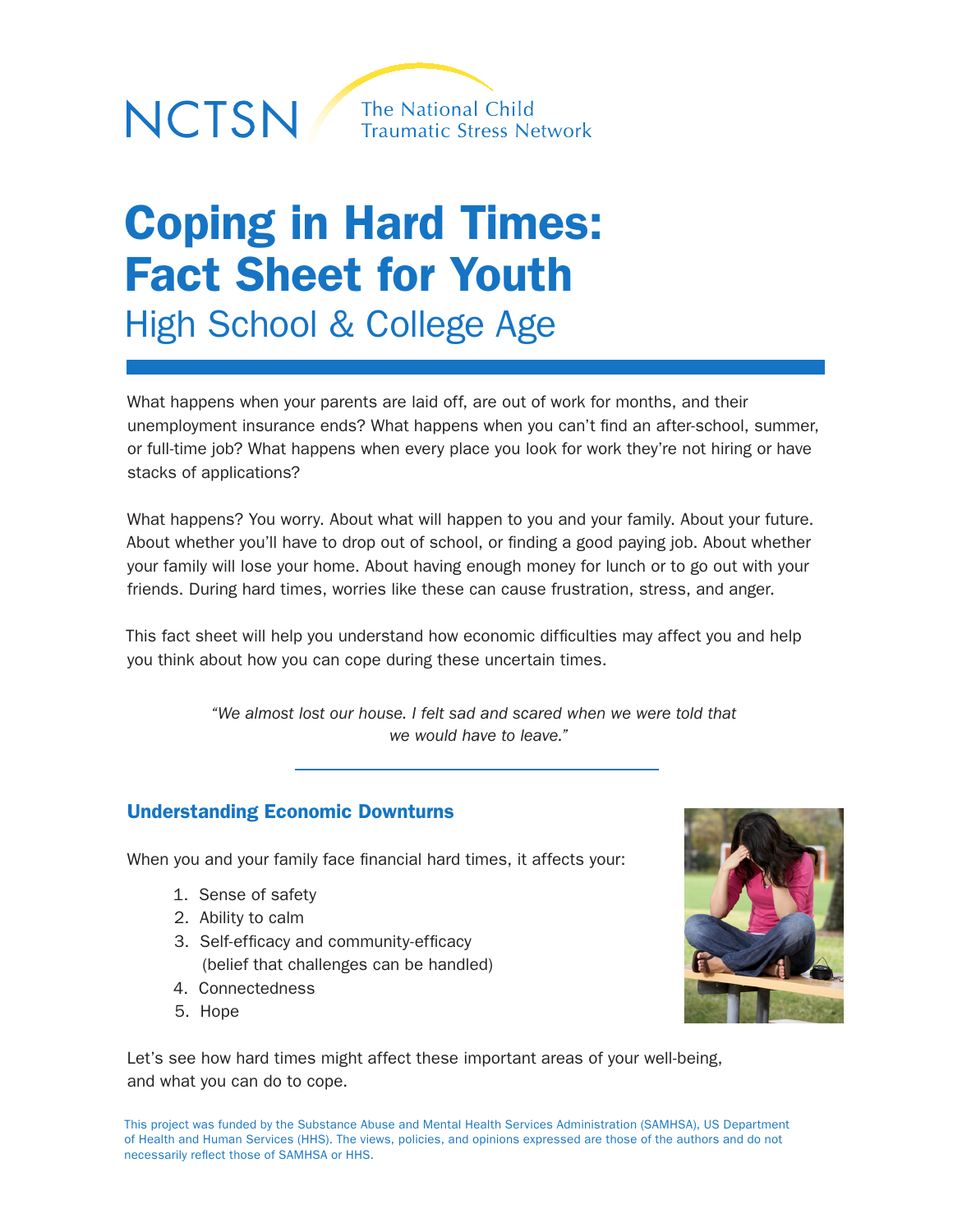NCTSN The National Child Traumatic Stress Network

# Coping in Hard Times: Fact Sheet for Youth

## High School & College Age

What happens when your parents are laid off, are out of work for months, and their unemployment insurance ends? What happens when you can't find an after-school, summer, or full-time job? What happens when every place you look for work they're not hiring or have stacks of applications?

What happens? You worry. About what will happen to you and your family. About your future. About whether you'll have to drop out of school, or finding a good paying job. About whether your family will lose your home. About having enough money for lunch or to go out with your friends. During hard times, worries like these can cause frustration, stress, and anger.

This fact sheet will help you understand how economic difficulties may affect you and help you think about how you can cope during these uncertain times.

*"We almost lost our house. I felt sad and scared when we were told that we would have to leave."*

### Understanding Economic Downturns

When you and your family face financial hard times, it affects your:

1. Sense of safety
2. Ability to calm
3. Self-efficacy and community-efficacy (belief that challenges can be handled)
4. Connectedness
5. Hope

Let's see how hard times might affect these important areas of your well-being, and what you can do to cope.

This project was funded by the Substance Abuse and Mental Health Services Administration (SAMHSA), US Department of Health and Human Services (HHS). The views, policies, and opinions expressed are those of the authors and do not necessarily reflect those of SAMHSA or HHS.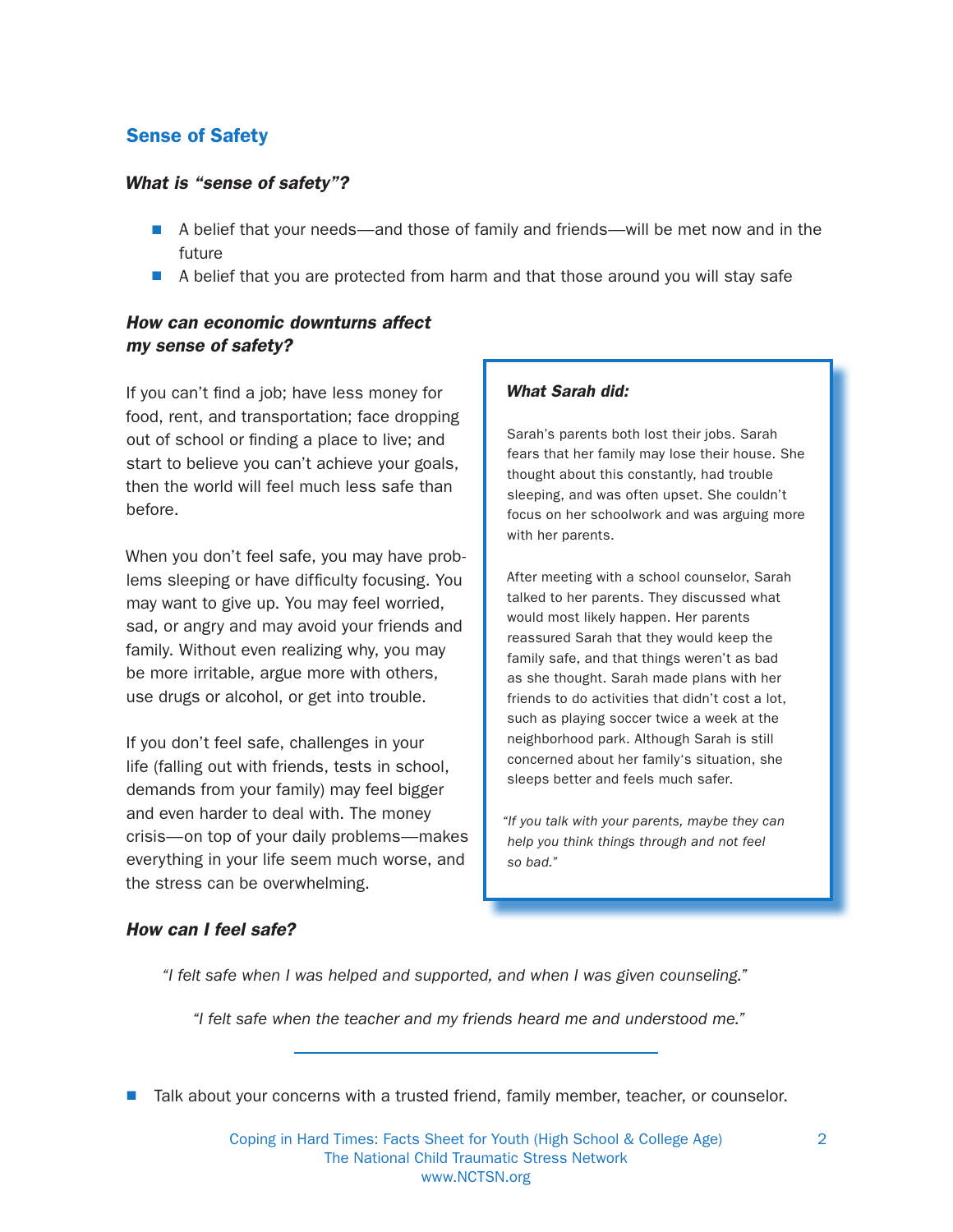## Sense of Safety

### *What is "sense of safety"?*

- A belief that your needs—and those of family and friends—will be met now and in the future
- A belief that you are protected from harm and that those around you will stay safe

### *How can economic downturns affect my sense of safety?*

If you can't find a job; have less money for food, rent, and transportation; face dropping out of school or finding a place to live; and start to believe you can't achieve your goals, then the world will feel much less safe than before.

When you don't feel safe, you may have problems sleeping or have difficulty focusing. You may want to give up. You may feel worried, sad, or angry and may avoid your friends and family. Without even realizing why, you may be more irritable, argue more with others, use drugs or alcohol, or get into trouble.

If you don't feel safe, challenges in your life (falling out with friends, tests in school, demands from your family) may feel bigger and even harder to deal with. The money crisis—on top of your daily problems—makes everything in your life seem much worse, and the stress can be overwhelming.

> ***What Sarah did:***
>
> Sarah's parents both lost their jobs. Sarah fears that her family may lose their house. She thought about this constantly, had trouble sleeping, and was often upset. She couldn't focus on her schoolwork and was arguing more with her parents.
>
> After meeting with a school counselor, Sarah talked to her parents. They discussed what would most likely happen. Her parents reassured Sarah that they would keep the family safe, and that things weren't as bad as she thought. Sarah made plans with her friends to do activities that didn't cost a lot, such as playing soccer twice a week at the neighborhood park. Although Sarah is still concerned about her family's situation, she sleeps better and feels much safer.
>
> *"If you talk with your parents, maybe they can help you think things through and not feel so bad."*

### *How can I feel safe?*

*"I felt safe when I was helped and supported, and when I was given counseling."*

*"I felt safe when the teacher and my friends heard me and understood me."*

---

- Talk about your concerns with a trusted friend, family member, teacher, or counselor.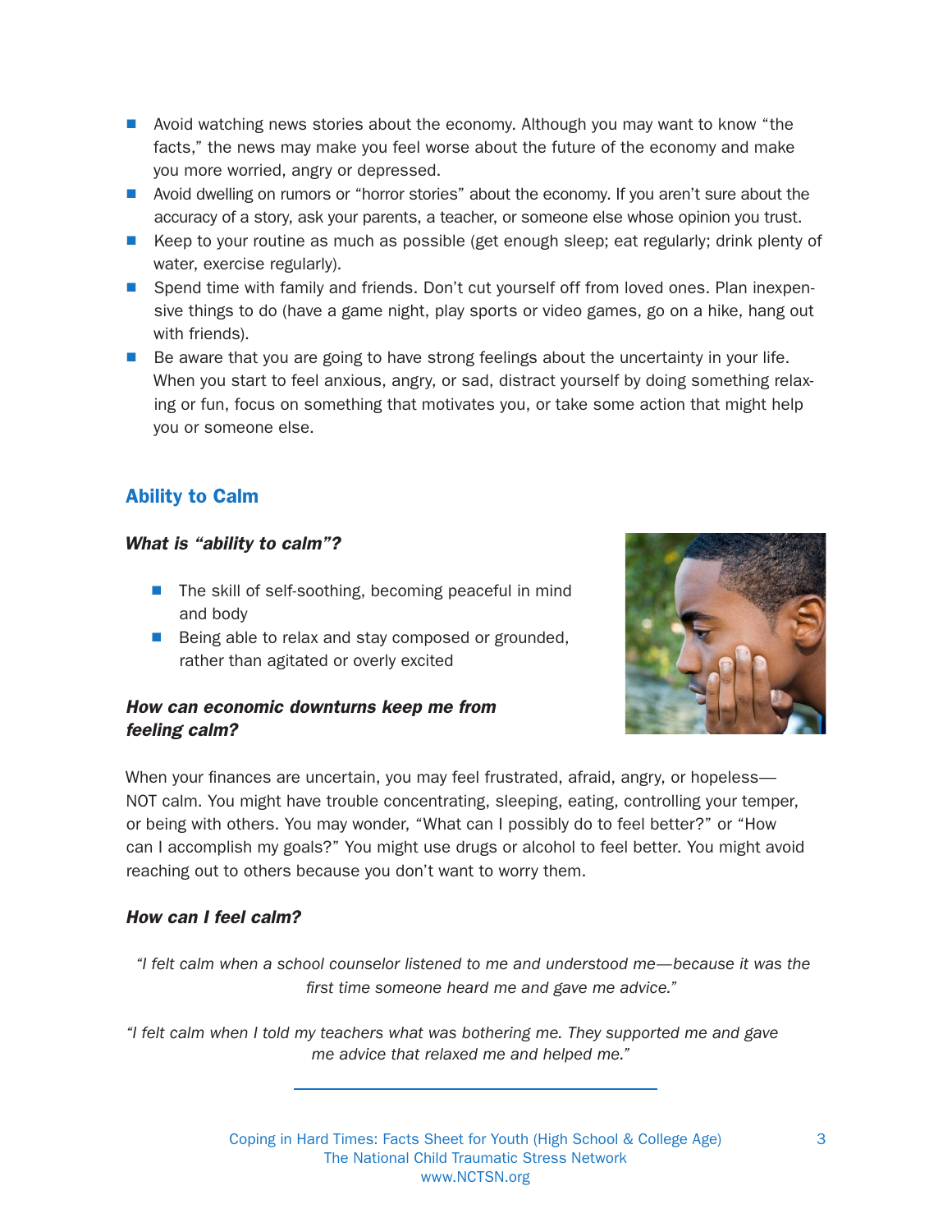- Avoid watching news stories about the economy. Although you may want to know "the facts," the news may make you feel worse about the future of the economy and make you more worried, angry or depressed.
- Avoid dwelling on rumors or "horror stories" about the economy. If you aren't sure about the accuracy of a story, ask your parents, a teacher, or someone else whose opinion you trust.
- Keep to your routine as much as possible (get enough sleep; eat regularly; drink plenty of water, exercise regularly).
- Spend time with family and friends. Don't cut yourself off from loved ones. Plan inexpensive things to do (have a game night, play sports or video games, go on a hike, hang out with friends).
- Be aware that you are going to have strong feelings about the uncertainty in your life. When you start to feel anxious, angry, or sad, distract yourself by doing something relaxing or fun, focus on something that motivates you, or take some action that might help you or someone else.

## Ability to Calm

### *What is "ability to calm"?*

- The skill of self-soothing, becoming peaceful in mind and body
- Being able to relax and stay composed or grounded, rather than agitated or overly excited

### *How can economic downturns keep me from feeling calm?*

When your finances are uncertain, you may feel frustrated, afraid, angry, or hopeless—NOT calm. You might have trouble concentrating, sleeping, eating, controlling your temper, or being with others. You may wonder, "What can I possibly do to feel better?" or "How can I accomplish my goals?" You might use drugs or alcohol to feel better. You might avoid reaching out to others because you don't want to worry them.

### *How can I feel calm?*

*"I felt calm when a school counselor listened to me and understood me—because it was the first time someone heard me and gave me advice."*

*"I felt calm when I told my teachers what was bothering me. They supported me and gave me advice that relaxed me and helped me."*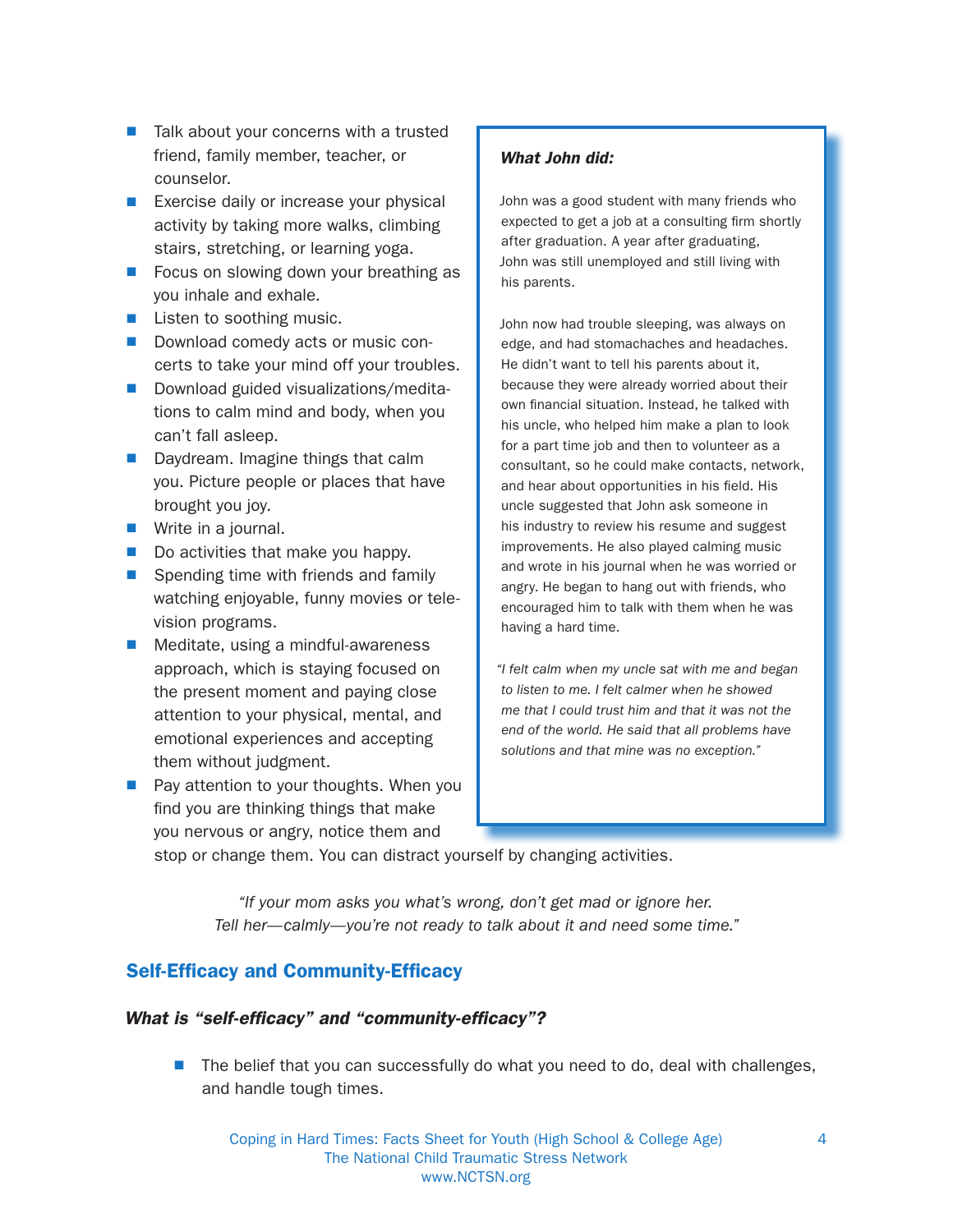- Talk about your concerns with a trusted friend, family member, teacher, or counselor.
- Exercise daily or increase your physical activity by taking more walks, climbing stairs, stretching, or learning yoga.
- Focus on slowing down your breathing as you inhale and exhale.
- Listen to soothing music.
- Download comedy acts or music concerts to take your mind off your troubles.
- Download guided visualizations/meditations to calm mind and body, when you can't fall asleep.
- Daydream. Imagine things that calm you. Picture people or places that have brought you joy.
- Write in a journal.
- Do activities that make you happy.
- Spending time with friends and family watching enjoyable, funny movies or television programs.
- Meditate, using a mindful-awareness approach, which is staying focused on the present moment and paying close attention to your physical, mental, and emotional experiences and accepting them without judgment.
- Pay attention to your thoughts. When you find you are thinking things that make you nervous or angry, notice them and stop or change them. You can distract yourself by changing activities.

***What John did:***

John was a good student with many friends who expected to get a job at a consulting firm shortly after graduation. A year after graduating, John was still unemployed and still living with his parents.

John now had trouble sleeping, was always on edge, and had stomachaches and headaches. He didn't want to tell his parents about it, because they were already worried about their own financial situation. Instead, he talked with his uncle, who helped him make a plan to look for a part time job and then to volunteer as a consultant, so he could make contacts, network, and hear about opportunities in his field. His uncle suggested that John ask someone in his industry to review his resume and suggest improvements. He also played calming music and wrote in his journal when he was worried or angry. He began to hang out with friends, who encouraged him to talk with them when he was having a hard time.

*"I felt calm when my uncle sat with me and began to listen to me. I felt calmer when he showed me that I could trust him and that it was not the end of the world. He said that all problems have solutions and that mine was no exception."*

*"If your mom asks you what's wrong, don't get mad or ignore her. Tell her—calmly—you're not ready to talk about it and need some time."*

## Self-Efficacy and Community-Efficacy

### *What is "self-efficacy" and "community-efficacy"?*

- The belief that you can successfully do what you need to do, deal with challenges, and handle tough times.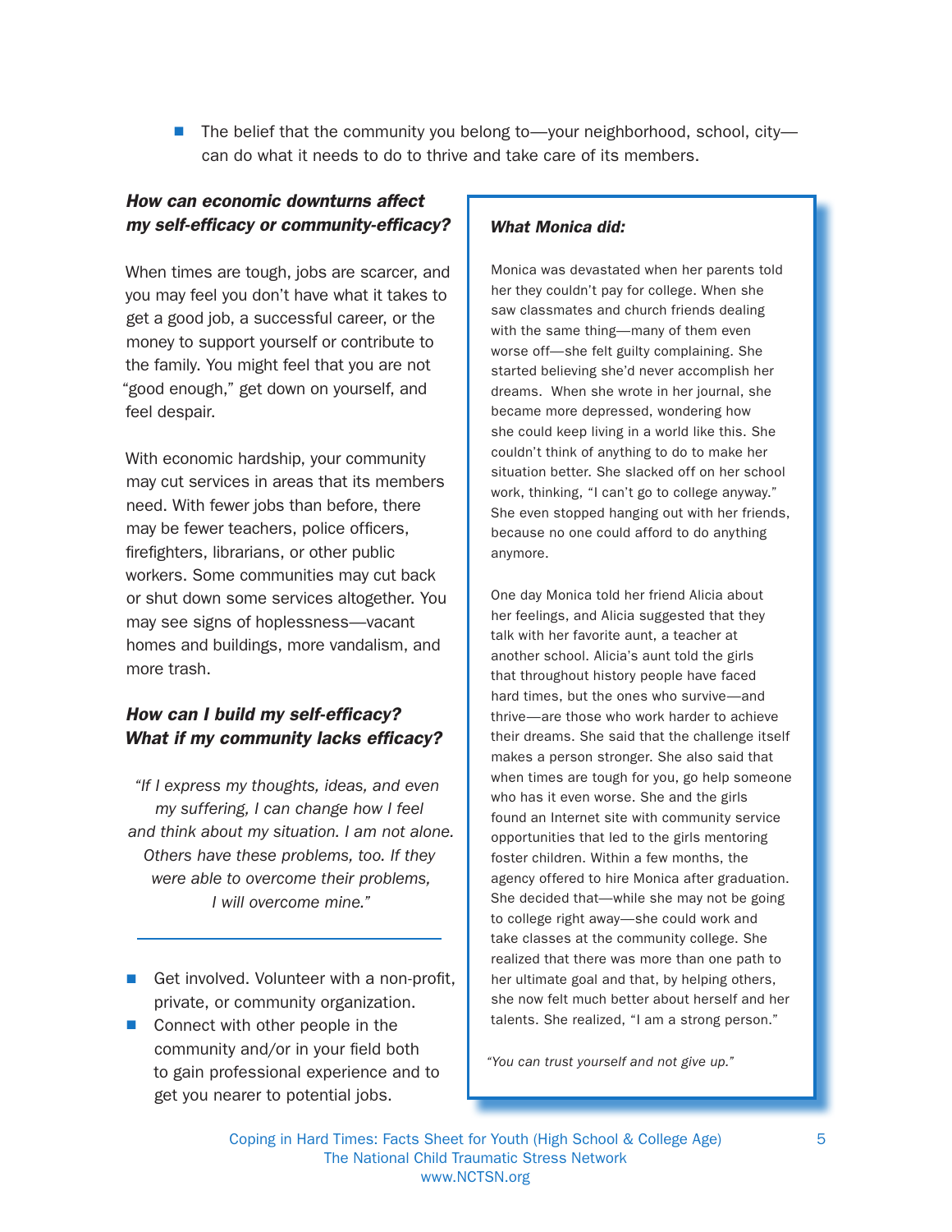- The belief that the community you belong to—your neighborhood, school, city—can do what it needs to do to thrive and take care of its members.

### *How can economic downturns affect my self-efficacy or community-efficacy?*

When times are tough, jobs are scarcer, and you may feel you don't have what it takes to get a good job, a successful career, or the money to support yourself or contribute to the family. You might feel that you are not "good enough," get down on yourself, and feel despair.

With economic hardship, your community may cut services in areas that its members need. With fewer jobs than before, there may be fewer teachers, police officers, firefighters, librarians, or other public workers. Some communities may cut back or shut down some services altogether. You may see signs of hoplessness—vacant homes and buildings, more vandalism, and more trash.

### *How can I build my self-efficacy? What if my community lacks efficacy?*

*"If I express my thoughts, ideas, and even my suffering, I can change how I feel and think about my situation. I am not alone. Others have these problems, too. If they were able to overcome their problems, I will overcome mine."*

---

- Get involved. Volunteer with a non-profit, private, or community organization.
- Connect with other people in the community and/or in your field both to gain professional experience and to get you nearer to potential jobs.

### *What Monica did:*

Monica was devastated when her parents told her they couldn't pay for college. When she saw classmates and church friends dealing with the same thing—many of them even worse off—she felt guilty complaining. She started believing she'd never accomplish her dreams. When she wrote in her journal, she became more depressed, wondering how she could keep living in a world like this. She couldn't think of anything to do to make her situation better. She slacked off on her school work, thinking, "I can't go to college anyway." She even stopped hanging out with her friends, because no one could afford to do anything anymore.

One day Monica told her friend Alicia about her feelings, and Alicia suggested that they talk with her favorite aunt, a teacher at another school. Alicia's aunt told the girls that throughout history people have faced hard times, but the ones who survive—and thrive—are those who work harder to achieve their dreams. She said that the challenge itself makes a person stronger. She also said that when times are tough for you, go help someone who has it even worse. She and the girls found an Internet site with community service opportunities that led to the girls mentoring foster children. Within a few months, the agency offered to hire Monica after graduation. She decided that—while she may not be going to college right away—she could work and take classes at the community college. She realized that there was more than one path to her ultimate goal and that, by helping others, she now felt much better about herself and her talents. She realized, "I am a strong person."

*"You can trust yourself and not give up."*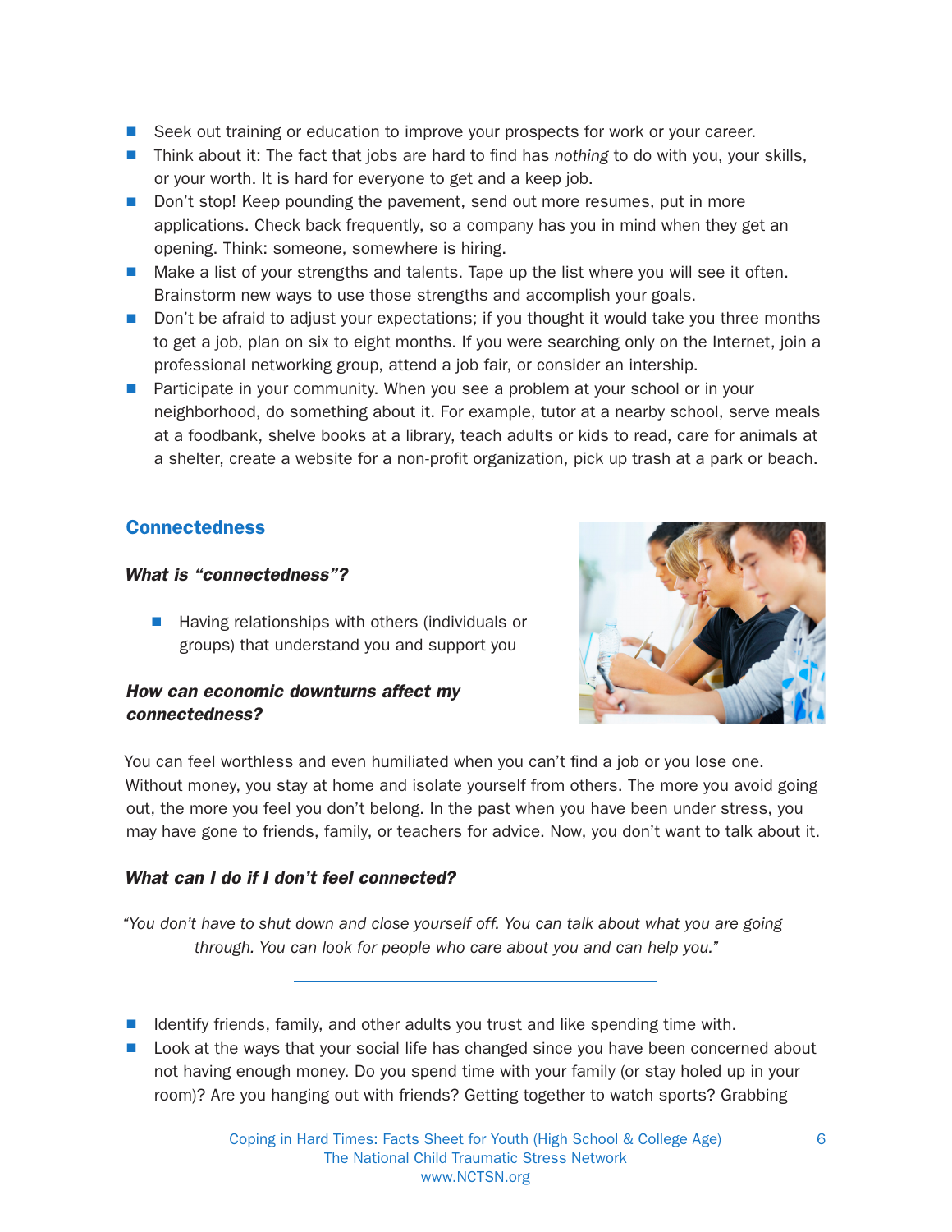- Seek out training or education to improve your prospects for work or your career.
- Think about it: The fact that jobs are hard to find has *nothing* to do with you, your skills, or your worth. It is hard for everyone to get and a keep job.
- Don't stop! Keep pounding the pavement, send out more resumes, put in more applications. Check back frequently, so a company has you in mind when they get an opening. Think: someone, somewhere is hiring.
- Make a list of your strengths and talents. Tape up the list where you will see it often. Brainstorm new ways to use those strengths and accomplish your goals.
- Don't be afraid to adjust your expectations; if you thought it would take you three months to get a job, plan on six to eight months. If you were searching only on the Internet, join a professional networking group, attend a job fair, or consider an intership.
- Participate in your community. When you see a problem at your school or in your neighborhood, do something about it. For example, tutor at a nearby school, serve meals at a foodbank, shelve books at a library, teach adults or kids to read, care for animals at a shelter, create a website for a non-profit organization, pick up trash at a park or beach.

## Connectedness

### *What is "connectedness"?*

- Having relationships with others (individuals or groups) that understand you and support you

### *How can economic downturns affect my connectedness?*

You can feel worthless and even humiliated when you can't find a job or you lose one. Without money, you stay at home and isolate yourself from others. The more you avoid going out, the more you feel you don't belong. In the past when you have been under stress, you may have gone to friends, family, or teachers for advice. Now, you don't want to talk about it.

### *What can I do if I don't feel connected?*

*"You don't have to shut down and close yourself off. You can talk about what you are going through. You can look for people who care about you and can help you."*

---

- Identify friends, family, and other adults you trust and like spending time with.
- Look at the ways that your social life has changed since you have been concerned about not having enough money. Do you spend time with your family (or stay holed up in your room)? Are you hanging out with friends? Getting together to watch sports? Grabbing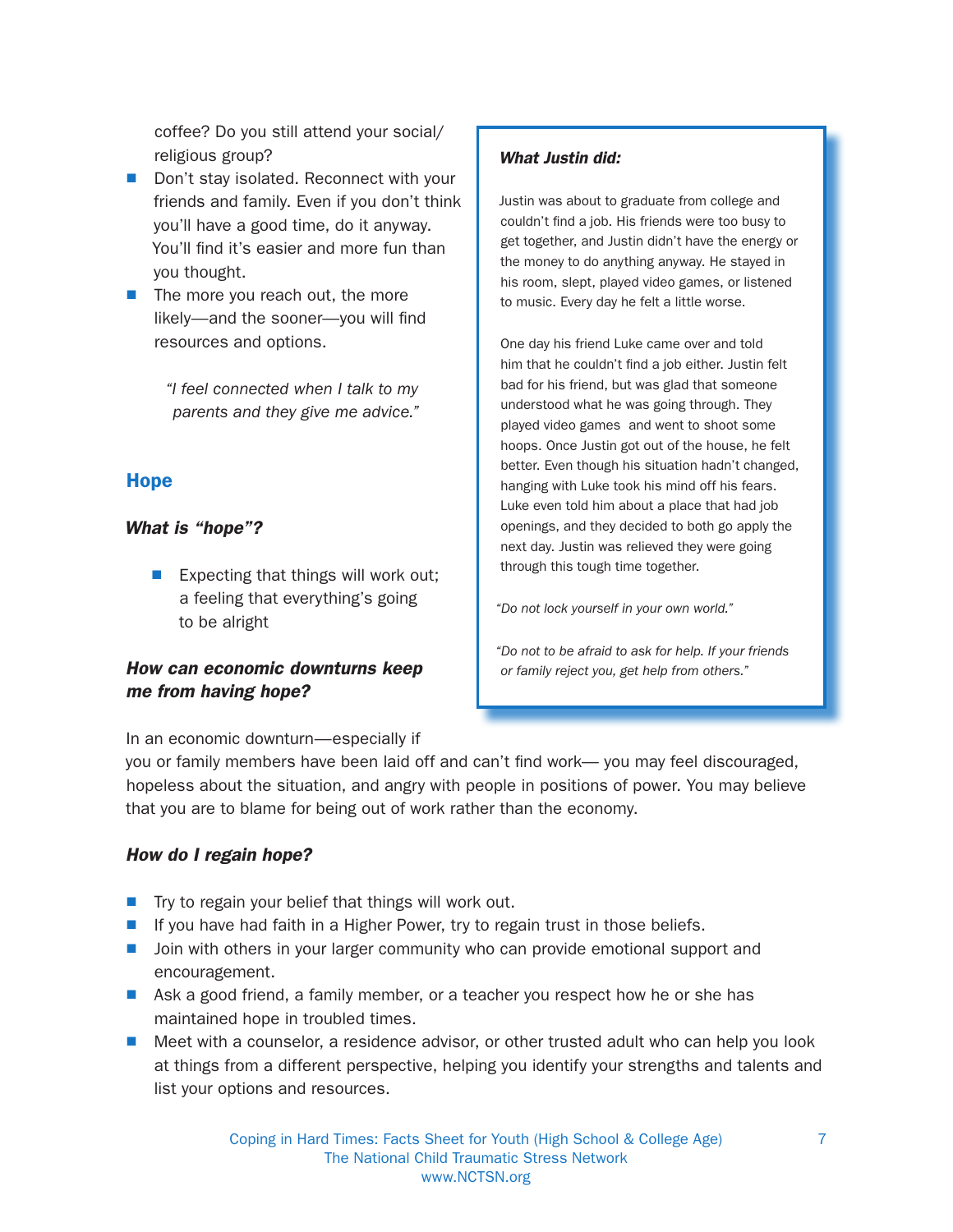coffee? Do you still attend your social/religious group?

- Don't stay isolated. Reconnect with your friends and family. Even if you don't think you'll have a good time, do it anyway. You'll find it's easier and more fun than you thought.
- The more you reach out, the more likely—and the sooner—you will find resources and options.

*"I feel connected when I talk to my parents and they give me advice."*

***What Justin did:***

Justin was about to graduate from college and couldn't find a job. His friends were too busy to get together, and Justin didn't have the energy or the money to do anything anyway. He stayed in his room, slept, played video games, or listened to music. Every day he felt a little worse.

One day his friend Luke came over and told him that he couldn't find a job either. Justin felt bad for his friend, but was glad that someone understood what he was going through. They played video games and went to shoot some hoops. Once Justin got out of the house, he felt better. Even though his situation hadn't changed, hanging with Luke took his mind off his fears. Luke even told him about a place that had job openings, and they decided to both go apply the next day. Justin was relieved they were going through this tough time together.

*"Do not lock yourself in your own world."*

*"Do not to be afraid to ask for help. If your friends or family reject you, get help from others."*

## Hope

### *What is "hope"?*

- Expecting that things will work out; a feeling that everything's going to be alright

### *How can economic downturns keep me from having hope?*

In an economic downturn—especially if you or family members have been laid off and can't find work— you may feel discouraged, hopeless about the situation, and angry with people in positions of power. You may believe that you are to blame for being out of work rather than the economy.

### *How do I regain hope?*

- Try to regain your belief that things will work out.
- If you have had faith in a Higher Power, try to regain trust in those beliefs.
- Join with others in your larger community who can provide emotional support and encouragement.
- Ask a good friend, a family member, or a teacher you respect how he or she has maintained hope in troubled times.
- Meet with a counselor, a residence advisor, or other trusted adult who can help you look at things from a different perspective, helping you identify your strengths and talents and list your options and resources.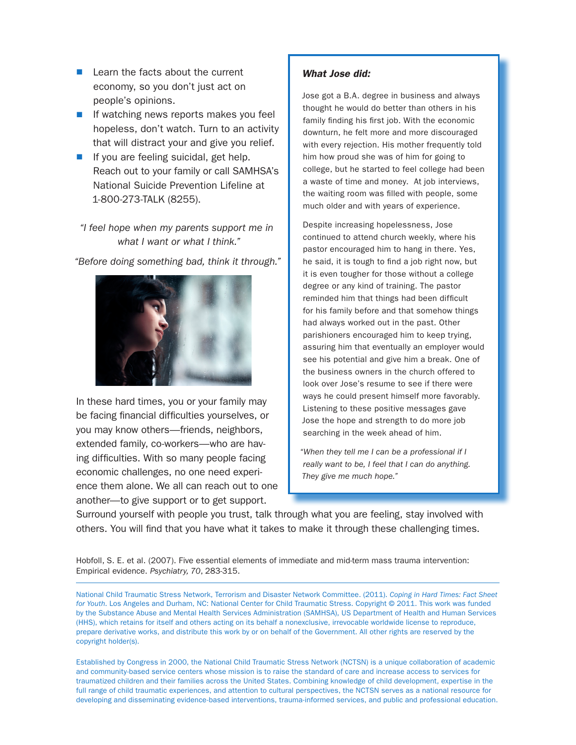- Learn the facts about the current economy, so you don't just act on people's opinions.
- If watching news reports makes you feel hopeless, don't watch. Turn to an activity that will distract your and give you relief.
- If you are feeling suicidal, get help. Reach out to your family or call SAMHSA's National Suicide Prevention Lifeline at 1-800-273-TALK (8255).

*"I feel hope when my parents support me in what I want or what I think."*

*"Before doing something bad, think it through."*

In these hard times, you or your family may be facing financial difficulties yourselves, or you may know others—friends, neighbors, extended family, co-workers—who are having difficulties. With so many people facing economic challenges, no one need experience them alone. We all can reach out to one another—to give support or to get support. Surround yourself with people you trust, talk through what you are feeling, stay involved with others. You will find that you have what it takes to make it through these challenging times.

### *What Jose did:*

Jose got a B.A. degree in business and always thought he would do better than others in his family finding his first job. With the economic downturn, he felt more and more discouraged with every rejection. His mother frequently told him how proud she was of him for going to college, but he started to feel college had been a waste of time and money. At job interviews, the waiting room was filled with people, some much older and with years of experience.

Despite increasing hopelessness, Jose continued to attend church weekly, where his pastor encouraged him to hang in there. Yes, he said, it is tough to find a job right now, but it is even tougher for those without a college degree or any kind of training. The pastor reminded him that things had been difficult for his family before and that somehow things had always worked out in the past. Other parishioners encouraged him to keep trying, assuring him that eventually an employer would see his potential and give him a break. One of the business owners in the church offered to look over Jose's resume to see if there were ways he could present himself more favorably. Listening to these positive messages gave Jose the hope and strength to do more job searching in the week ahead of him.

*"When they tell me I can be a professional if I really want to be, I feel that I can do anything. They give me much hope."*

Hobfoll, S. E. et al. (2007). Five essential elements of immediate and mid-term mass trauma intervention: Empirical evidence. *Psychiatry, 70*, 283-315.

---

National Child Traumatic Stress Network, Terrorism and Disaster Network Committee. (2011). *Coping in Hard Times: Fact Sheet for Youth*. Los Angeles and Durham, NC: National Center for Child Traumatic Stress. Copyright © 2011. This work was funded by the Substance Abuse and Mental Health Services Administration (SAMHSA), US Department of Health and Human Services (HHS), which retains for itself and others acting on its behalf a nonexclusive, irrevocable worldwide license to reproduce, prepare derivative works, and distribute this work by or on behalf of the Government. All other rights are reserved by the copyright holder(s).

Established by Congress in 2000, the National Child Traumatic Stress Network (NCTSN) is a unique collaboration of academic and community-based service centers whose mission is to raise the standard of care and increase access to services for traumatized children and their families across the United States. Combining knowledge of child development, expertise in the full range of child traumatic experiences, and attention to cultural perspectives, the NCTSN serves as a national resource for developing and disseminating evidence-based interventions, trauma-informed services, and public and professional education.